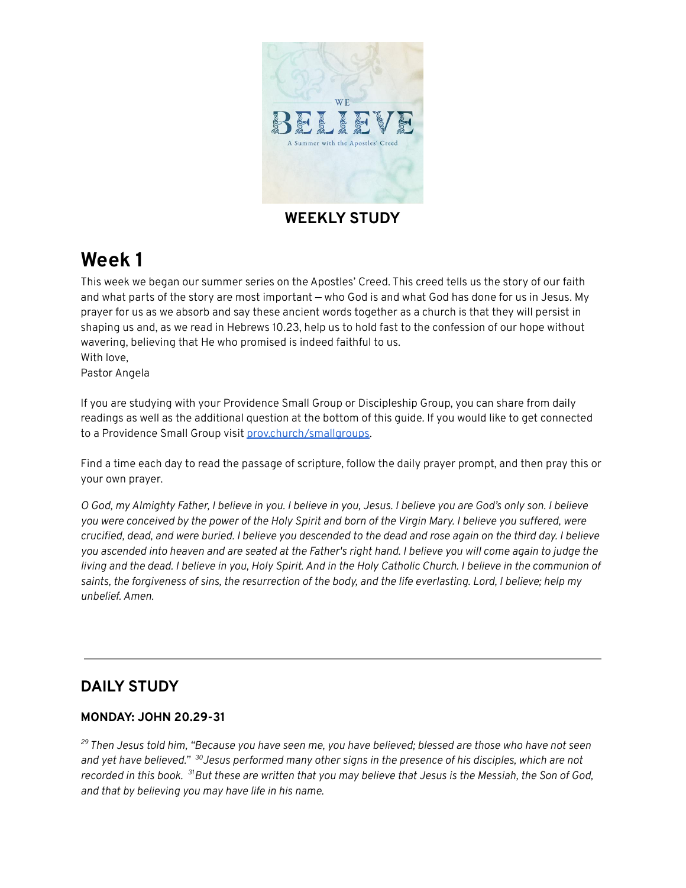WE BELIEVE

A Summer with the Apostles' Creed

**WEEKLY STUDY**

# Week 1

This week we began our summer series on the Apostles' Creed. This creed tells us the story of our faith and what parts of the story are most important — who God is and what God has done for us in Jesus. My prayer for us as we absorb and say these ancient words together as a church is that they will persist in shaping us and, as we read in Hebrews 10.23, help us to hold fast to the confession of our hope without wavering, believing that He who promised is indeed faithful to us.
With love,
Pastor Angela

If you are studying with your Providence Small Group or Discipleship Group, you can share from daily readings as well as the additional question at the bottom of this guide. If you would like to get connected to a Providence Small Group visit [prov.church/smallgroups](prov.church/smallgroups).

Find a time each day to read the passage of scripture, follow the daily prayer prompt, and then pray this or your own prayer.

*O God, my Almighty Father, I believe in you. I believe in you, Jesus. I believe you are God's only son. I believe you were conceived by the power of the Holy Spirit and born of the Virgin Mary. I believe you suffered, were crucified, dead, and were buried. I believe you descended to the dead and rose again on the third day. I believe you ascended into heaven and are seated at the Father's right hand. I believe you will come again to judge the living and the dead. I believe in you, Holy Spirit. And in the Holy Catholic Church. I believe in the communion of saints, the forgiveness of sins, the resurrection of the body, and the life everlasting. Lord, I believe; help my unbelief. Amen.*

---

## DAILY STUDY

### MONDAY: JOHN 20.29-31

*[29] Then Jesus told him, "Because you have seen me, you have believed; blessed are those who have not seen and yet have believed." [30] Jesus performed many other signs in the presence of his disciples, which are not recorded in this book. [31] But these are written that you may believe that Jesus is the Messiah, the Son of God, and that by believing you may have life in his name.*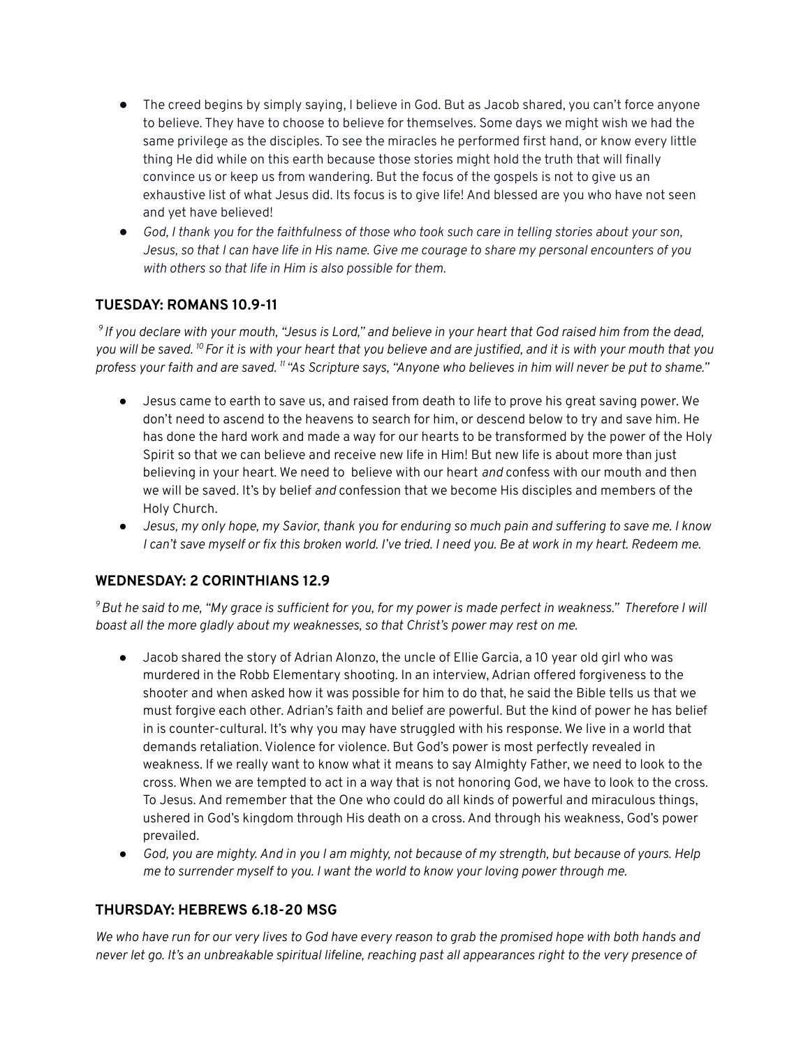- The creed begins by simply saying, I believe in God. But as Jacob shared, you can't force anyone to believe. They have to choose to believe for themselves. Some days we might wish we had the same privilege as the disciples. To see the miracles he performed first hand, or know every little thing He did while on this earth because those stories might hold the truth that will finally convince us or keep us from wandering. But the focus of the gospels is not to give us an exhaustive list of what Jesus did. Its focus is to give life! And blessed are you who have not seen and yet have believed!
- *God, I thank you for the faithfulness of those who took such care in telling stories about your son, Jesus, so that I can have life in His name. Give me courage to share my personal encounters of you with others so that life in Him is also possible for them.*

### TUESDAY: ROMANS 10.9-11

*[9] If you declare with your mouth, "Jesus is Lord," and believe in your heart that God raised him from the dead, you will be saved. [10] For it is with your heart that you believe and are justified, and it is with your mouth that you profess your faith and are saved. [11] "As Scripture says, "Anyone who believes in him will never be put to shame."*

- Jesus came to earth to save us, and raised from death to life to prove his great saving power. We don't need to ascend to the heavens to search for him, or descend below to try and save him. He has done the hard work and made a way for our hearts to be transformed by the power of the Holy Spirit so that we can believe and receive new life in Him! But new life is about more than just believing in your heart. We need to believe with our heart *and* confess with our mouth and then we will be saved. It's by belief *and* confession that we become His disciples and members of the Holy Church.
- *Jesus, my only hope, my Savior, thank you for enduring so much pain and suffering to save me. I know I can't save myself or fix this broken world. I've tried. I need you. Be at work in my heart. Redeem me.*

### WEDNESDAY: 2 CORINTHIANS 12.9

*[9] But he said to me, "My grace is sufficient for you, for my power is made perfect in weakness." Therefore I will boast all the more gladly about my weaknesses, so that Christ's power may rest on me.*

- Jacob shared the story of Adrian Alonzo, the uncle of Ellie Garcia, a 10 year old girl who was murdered in the Robb Elementary shooting. In an interview, Adrian offered forgiveness to the shooter and when asked how it was possible for him to do that, he said the Bible tells us that we must forgive each other. Adrian's faith and belief are powerful. But the kind of power he has belief in is counter-cultural. It's why you may have struggled with his response. We live in a world that demands retaliation. Violence for violence. But God's power is most perfectly revealed in weakness. If we really want to know what it means to say Almighty Father, we need to look to the cross. When we are tempted to act in a way that is not honoring God, we have to look to the cross. To Jesus. And remember that the One who could do all kinds of powerful and miraculous things, ushered in God's kingdom through His death on a cross. And through his weakness, God's power prevailed.
- *God, you are mighty. And in you I am mighty, not because of my strength, but because of yours. Help me to surrender myself to you. I want the world to know your loving power through me.*

### THURSDAY: HEBREWS 6.18-20 MSG

*We who have run for our very lives to God have every reason to grab the promised hope with both hands and never let go. It's an unbreakable spiritual lifeline, reaching past all appearances right to the very presence of*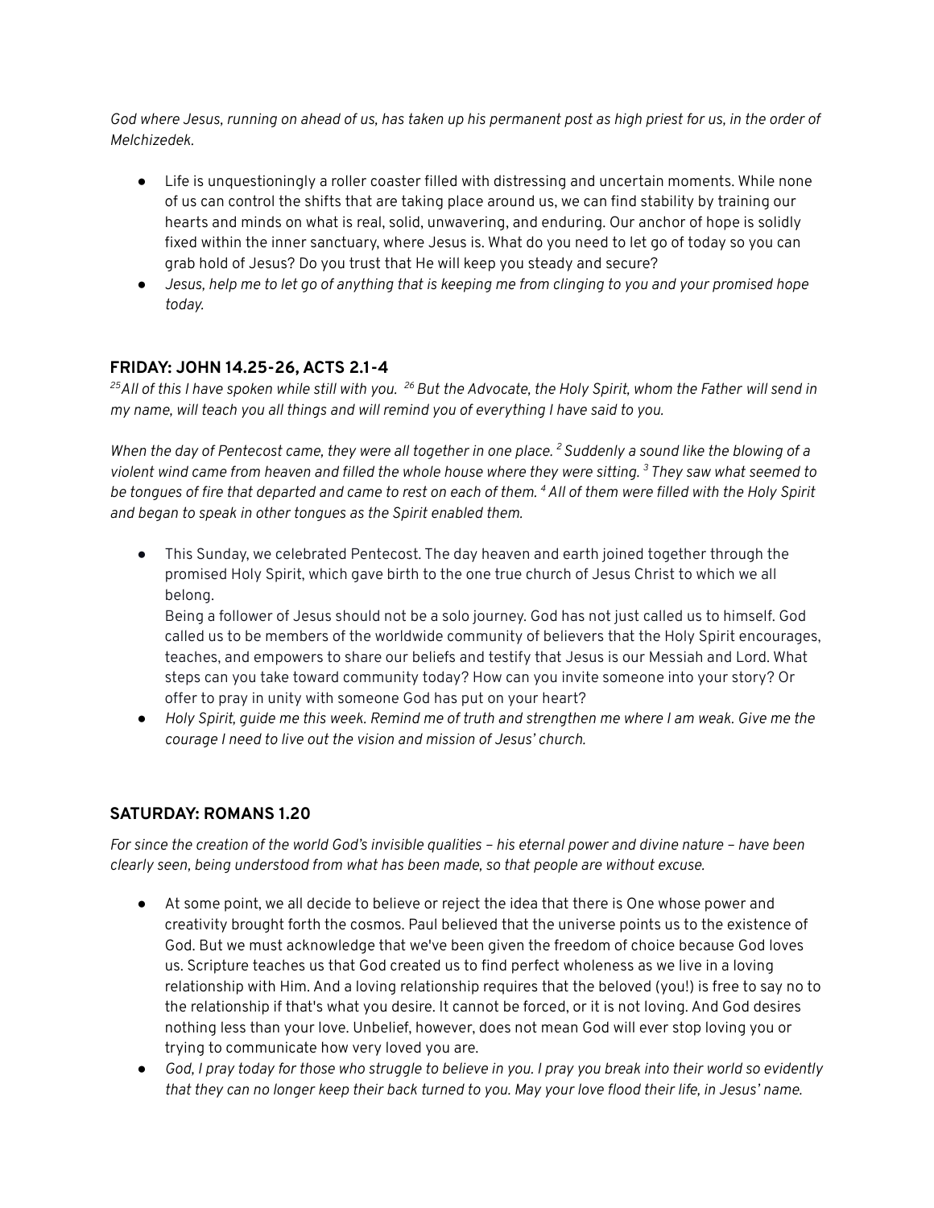*God where Jesus, running on ahead of us, has taken up his permanent post as high priest for us, in the order of Melchizedek.*

- Life is unquestioningly a roller coaster filled with distressing and uncertain moments. While none of us can control the shifts that are taking place around us, we can find stability by training our hearts and minds on what is real, solid, unwavering, and enduring. Our anchor of hope is solidly fixed within the inner sanctuary, where Jesus is. What do you need to let go of today so you can grab hold of Jesus? Do you trust that He will keep you steady and secure?
- *Jesus, help me to let go of anything that is keeping me from clinging to you and your promised hope today.*

## FRIDAY: JOHN 14.25-26, ACTS 2.1-4

*[25] All of this I have spoken while still with you. [26] But the Advocate, the Holy Spirit, whom the Father will send in my name, will teach you all things and will remind you of everything I have said to you.*

*When the day of Pentecost came, they were all together in one place. [2] Suddenly a sound like the blowing of a violent wind came from heaven and filled the whole house where they were sitting. [3] They saw what seemed to be tongues of fire that departed and came to rest on each of them. [4] All of them were filled with the Holy Spirit and began to speak in other tongues as the Spirit enabled them.*

- This Sunday, we celebrated Pentecost. The day heaven and earth joined together through the promised Holy Spirit, which gave birth to the one true church of Jesus Christ to which we all belong.
  Being a follower of Jesus should not be a solo journey. God has not just called us to himself. God called us to be members of the worldwide community of believers that the Holy Spirit encourages, teaches, and empowers to share our beliefs and testify that Jesus is our Messiah and Lord. What steps can you take toward community today? How can you invite someone into your story? Or offer to pray in unity with someone God has put on your heart?
- *Holy Spirit, guide me this week. Remind me of truth and strengthen me where I am weak. Give me the courage I need to live out the vision and mission of Jesus' church.*

## SATURDAY: ROMANS 1.20

*For since the creation of the world God's invisible qualities – his eternal power and divine nature – have been clearly seen, being understood from what has been made, so that people are without excuse.*

- At some point, we all decide to believe or reject the idea that there is One whose power and creativity brought forth the cosmos. Paul believed that the universe points us to the existence of God. But we must acknowledge that we've been given the freedom of choice because God loves us. Scripture teaches us that God created us to find perfect wholeness as we live in a loving relationship with Him. And a loving relationship requires that the beloved (you!) is free to say no to the relationship if that's what you desire. It cannot be forced, or it is not loving. And God desires nothing less than your love. Unbelief, however, does not mean God will ever stop loving you or trying to communicate how very loved you are.
- *God, I pray today for those who struggle to believe in you. I pray you break into their world so evidently that they can no longer keep their back turned to you. May your love flood their life, in Jesus' name.*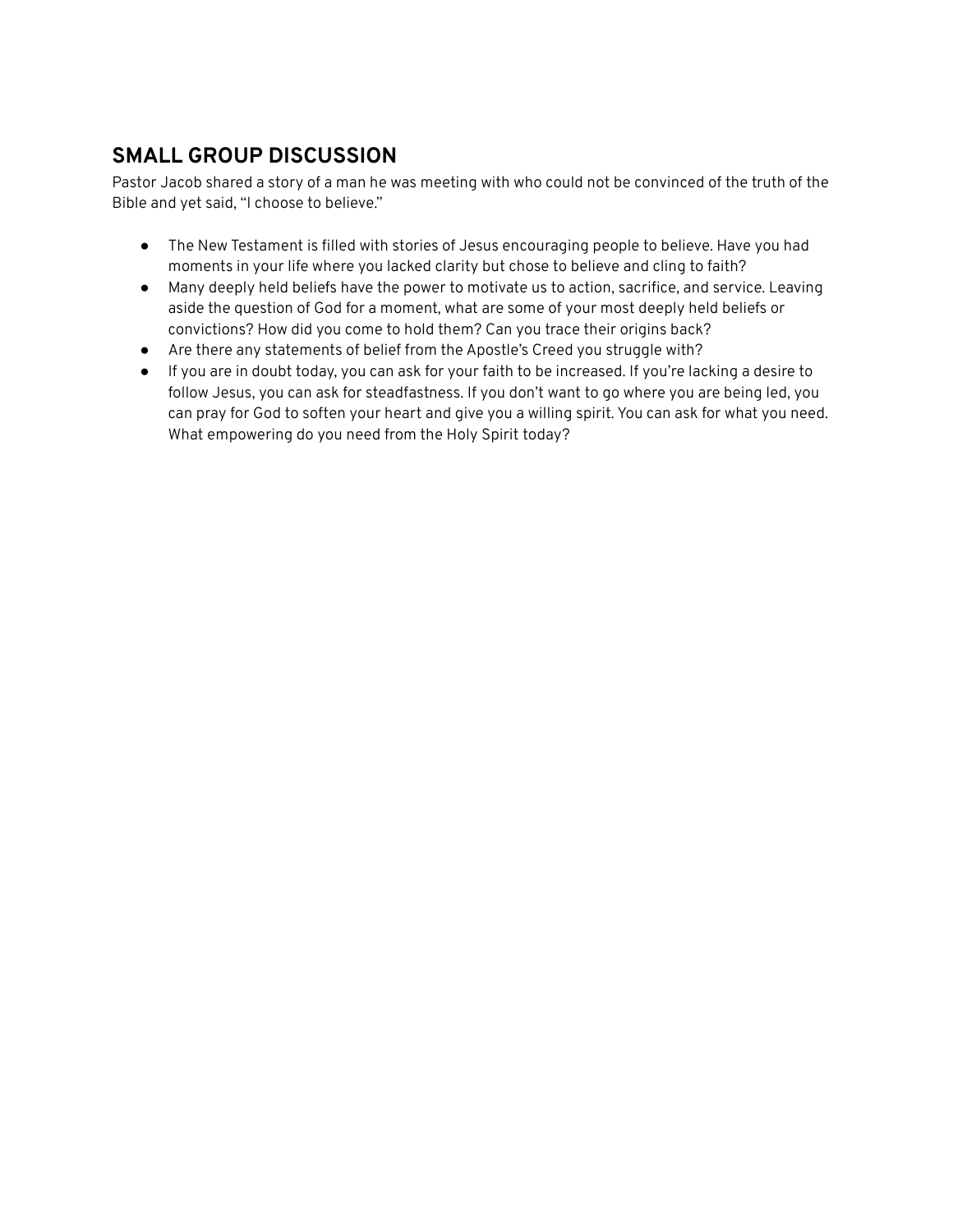## SMALL GROUP DISCUSSION

Pastor Jacob shared a story of a man he was meeting with who could not be convinced of the truth of the Bible and yet said, "I choose to believe."

- The New Testament is filled with stories of Jesus encouraging people to believe. Have you had moments in your life where you lacked clarity but chose to believe and cling to faith?
- Many deeply held beliefs have the power to motivate us to action, sacrifice, and service. Leaving aside the question of God for a moment, what are some of your most deeply held beliefs or convictions? How did you come to hold them? Can you trace their origins back?
- Are there any statements of belief from the Apostle's Creed you struggle with?
- If you are in doubt today, you can ask for your faith to be increased. If you're lacking a desire to follow Jesus, you can ask for steadfastness. If you don't want to go where you are being led, you can pray for God to soften your heart and give you a willing spirit. You can ask for what you need. What empowering do you need from the Holy Spirit today?